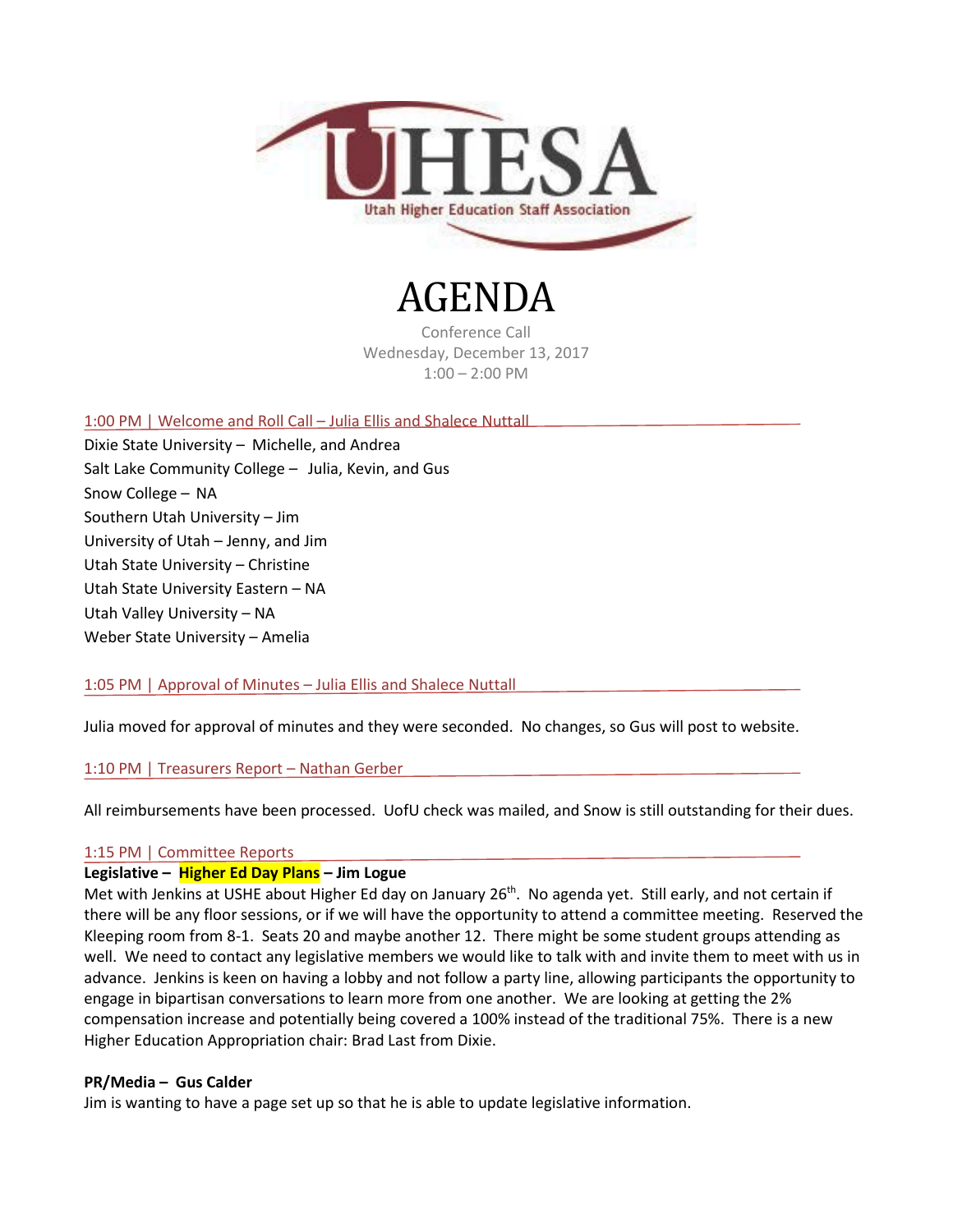UHESA

Utah Higher Education Staff Association

# AGENDA

Conference Call
Wednesday, December 13, 2017
1:00 – 2:00 PM

## 1:00 PM | Welcome and Roll Call – Julia Ellis and Shalece Nuttall

Dixie State University – Michelle, and Andrea
Salt Lake Community College – Julia, Kevin, and Gus
Snow College – NA
Southern Utah University – Jim
University of Utah – Jenny, and Jim
Utah State University – Christine
Utah State University Eastern – NA
Utah Valley University – NA
Weber State University – Amelia

## 1:05 PM | Approval of Minutes – Julia Ellis and Shalece Nuttall

Julia moved for approval of minutes and they were seconded. No changes, so Gus will post to website.

## 1:10 PM | Treasurers Report – Nathan Gerber

All reimbursements have been processed. UofU check was mailed, and Snow is still outstanding for their dues.

## 1:15 PM | Committee Reports

**Legislative – Higher Ed Day Plans – Jim Logue**

Met with Jenkins at USHE about Higher Ed day on January 26th. No agenda yet. Still early, and not certain if there will be any floor sessions, or if we will have the opportunity to attend a committee meeting. Reserved the Kleeping room from 8-1. Seats 20 and maybe another 12. There might be some student groups attending as well. We need to contact any legislative members we would like to talk with and invite them to meet with us in advance. Jenkins is keen on having a lobby and not follow a party line, allowing participants the opportunity to engage in bipartisan conversations to learn more from one another. We are looking at getting the 2% compensation increase and potentially being covered a 100% instead of the traditional 75%. There is a new Higher Education Appropriation chair: Brad Last from Dixie.

**PR/Media – Gus Calder**

Jim is wanting to have a page set up so that he is able to update legislative information.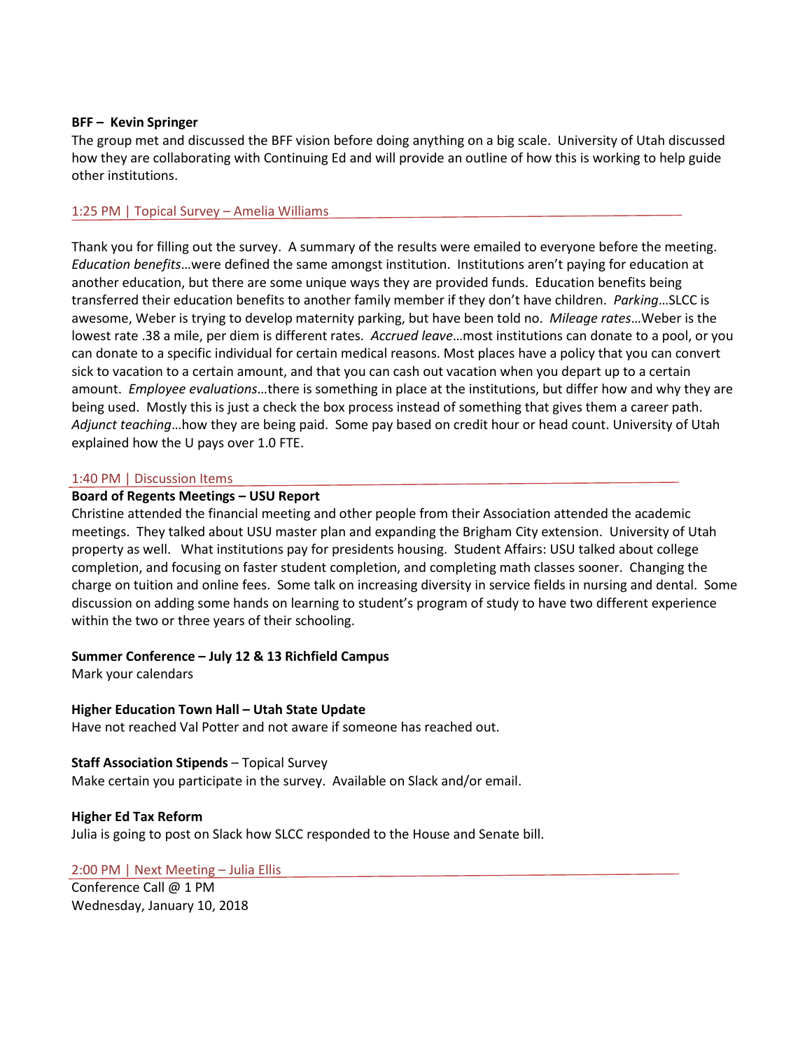**BFF – Kevin Springer**
The group met and discussed the BFF vision before doing anything on a big scale. University of Utah discussed how they are collaborating with Continuing Ed and will provide an outline of how this is working to help guide other institutions.

## 1:25 PM | Topical Survey – Amelia Williams

Thank you for filling out the survey. A summary of the results were emailed to everyone before the meeting. *Education benefits*…were defined the same amongst institution. Institutions aren't paying for education at another education, but there are some unique ways they are provided funds. Education benefits being transferred their education benefits to another family member if they don't have children. *Parking*…SLCC is awesome, Weber is trying to develop maternity parking, but have been told no. *Mileage rates*…Weber is the lowest rate .38 a mile, per diem is different rates. *Accrued leave*…most institutions can donate to a pool, or you can donate to a specific individual for certain medical reasons. Most places have a policy that you can convert sick to vacation to a certain amount, and that you can cash out vacation when you depart up to a certain amount. *Employee evaluations*…there is something in place at the institutions, but differ how and why they are being used. Mostly this is just a check the box process instead of something that gives them a career path. *Adjunct teaching*…how they are being paid. Some pay based on credit hour or head count. University of Utah explained how the U pays over 1.0 FTE.

## 1:40 PM | Discussion Items

**Board of Regents Meetings – USU Report**
Christine attended the financial meeting and other people from their Association attended the academic meetings. They talked about USU master plan and expanding the Brigham City extension. University of Utah property as well. What institutions pay for presidents housing. Student Affairs: USU talked about college completion, and focusing on faster student completion, and completing math classes sooner. Changing the charge on tuition and online fees. Some talk on increasing diversity in service fields in nursing and dental. Some discussion on adding some hands on learning to student's program of study to have two different experience within the two or three years of their schooling.

**Summer Conference – July 12 & 13 Richfield Campus**
Mark your calendars

**Higher Education Town Hall – Utah State Update**
Have not reached Val Potter and not aware if someone has reached out.

**Staff Association Stipends** – Topical Survey
Make certain you participate in the survey. Available on Slack and/or email.

**Higher Ed Tax Reform**
Julia is going to post on Slack how SLCC responded to the House and Senate bill.

## 2:00 PM | Next Meeting – Julia Ellis

Conference Call @ 1 PM
Wednesday, January 10, 2018